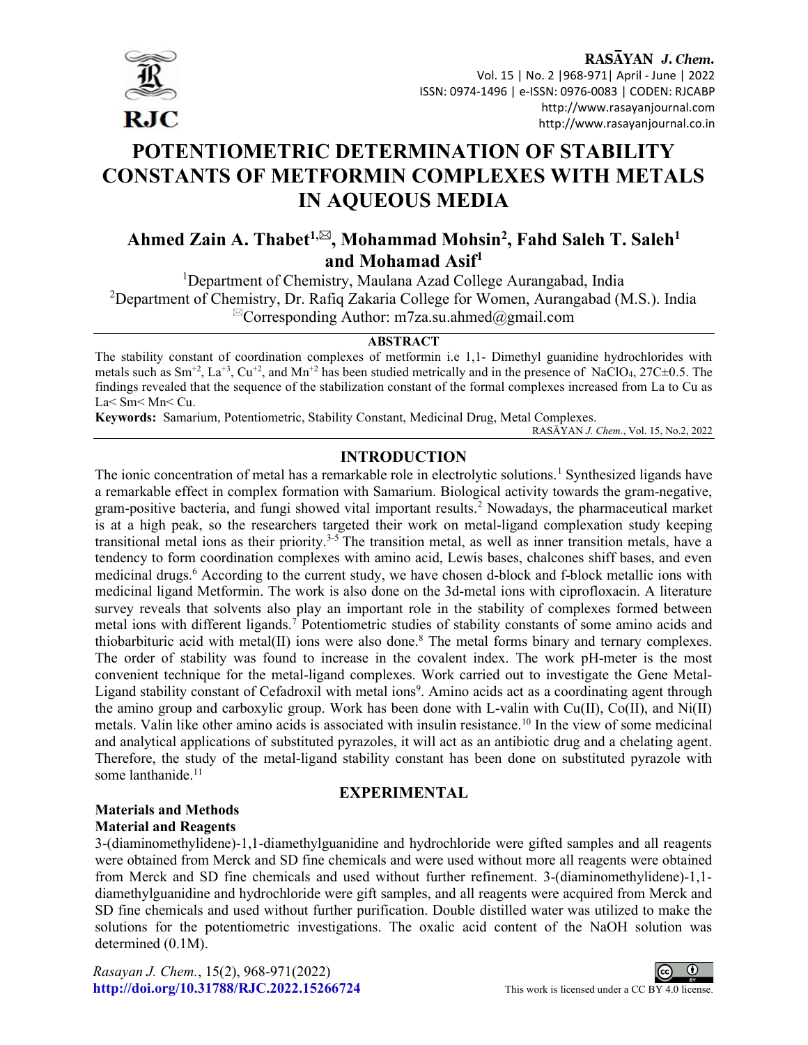# POTENTIOMETRIC DETERMINATION OF STABILITY CONSTANTS OF METFORMIN COMPLEXES WITH METALS IN AQUEOUS MEDIA

**Ahmed Zain A. Thabet[1,✉], Mohammad Mohsin[2], Fahd Saleh T. Saleh[1] and Mohamad Asif[1]**

[1]Department of Chemistry, Maulana Azad College Aurangabad, India

[2]Department of Chemistry, Dr. Rafiq Zakaria College for Women, Aurangabad (M.S.). India

✉Corresponding Author: m7za.su.ahmed@gmail.com

## ABSTRACT

The stability constant of coordination complexes of metformin i.e 1,1- Dimethyl guanidine hydrochlorides with metals such as $Sm^{+2}$, $La^{+3}$, $Cu^{+2}$, and $Mn^{+2}$ has been studied metrically and in the presence of $NaClO_4$, 27C±0.5. The findings revealed that the sequence of the stabilization constant of the formal complexes increased from La to Cu as La< Sm< Mn< Cu.

**Keywords:** Samarium, Potentiometric, Stability Constant, Medicinal Drug, Metal Complexes.

RASĀYAN *J. Chem.*, Vol. 15, No.2, 2022

## INTRODUCTION

The ionic concentration of metal has a remarkable role in electrolytic solutions.[1] Synthesized ligands have a remarkable effect in complex formation with Samarium. Biological activity towards the gram-negative, gram-positive bacteria, and fungi showed vital important results.[2] Nowadays, the pharmaceutical market is at a high peak, so the researchers targeted their work on metal-ligand complexation study keeping transitional metal ions as their priority.[3-5] The transition metal, as well as inner transition metals, have a tendency to form coordination complexes with amino acid, Lewis bases, chalcones shiff bases, and even medicinal drugs.[6] According to the current study, we have chosen d-block and f-block metallic ions with medicinal ligand Metformin. The work is also done on the 3d-metal ions with ciprofloxacin. A literature survey reveals that solvents also play an important role in the stability of complexes formed between metal ions with different ligands.[7] Potentiometric studies of stability constants of some amino acids and thiobarbituric acid with metal(II) ions were also done.[8] The metal forms binary and ternary complexes. The order of stability was found to increase in the covalent index. The work pH-meter is the most convenient technique for the metal-ligand complexes. Work carried out to investigate the Gene Metal-Ligand stability constant of Cefadroxil with metal ions[9]. Amino acids act as a coordinating agent through the amino group and carboxylic group. Work has been done with L-valin with Cu(II), Co(II), and Ni(II) metals. Valin like other amino acids is associated with insulin resistance.[10] In the view of some medicinal and analytical applications of substituted pyrazoles, it will act as an antibiotic drug and a chelating agent. Therefore, the study of the metal-ligand stability constant has been done on substituted pyrazole with some lanthanide.[11]

## EXPERIMENTAL

### Materials and Methods

### Material and Reagents

3-(diaminomethylidene)-1,1-diamethylguanidine and hydrochloride were gifted samples and all reagents were obtained from Merck and SD fine chemicals and were used without more all reagents were obtained from Merck and SD fine chemicals and used without further refinement. 3-(diaminomethylidene)-1,1-diamethylguanidine and hydrochloride were gift samples, and all reagents were acquired from Merck and SD fine chemicals and used without further purification. Double distilled water was utilized to make the solutions for the potentiometric investigations. The oxalic acid content of the NaOH solution was determined (0.1M).

*Rasayan J. Chem.*, 15(2), 968-971(2022)

http://doi.org/10.31788/RJC.2022.15266724

This work is licensed under a CC BY 4.0 license.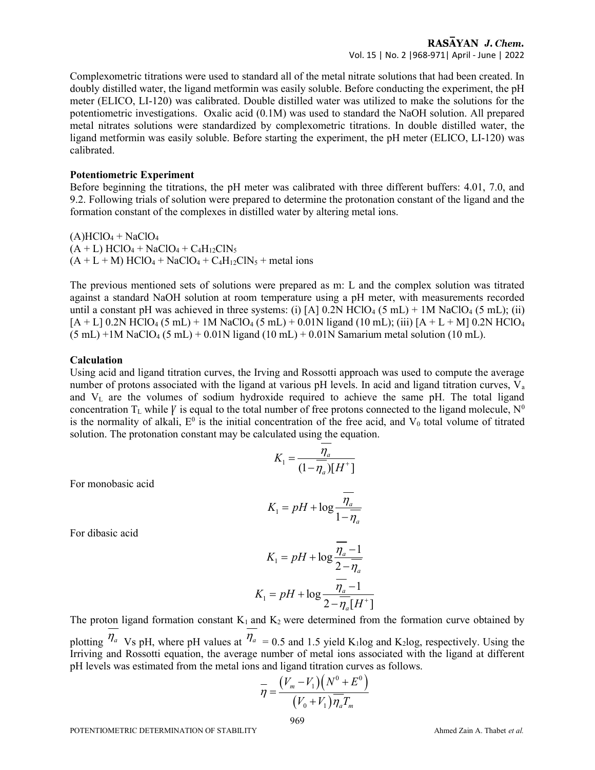Complexometric titrations were used to standard all of the metal nitrate solutions that had been created. In doubly distilled water, the ligand metformin was easily soluble. Before conducting the experiment, the pH meter (ELICO, LI-120) was calibrated. Double distilled water was utilized to make the solutions for the potentiometric investigations. Oxalic acid (0.1M) was used to standard the NaOH solution. All prepared metal nitrates solutions were standardized by complexometric titrations. In double distilled water, the ligand metformin was easily soluble. Before starting the experiment, the pH meter (ELICO, LI-120) was calibrated.

**Potentiometric Experiment**

Before beginning the titrations, the pH meter was calibrated with three different buffers: 4.01, 7.0, and 9.2. Following trials of solution were prepared to determine the protonation constant of the ligand and the formation constant of the complexes in distilled water by altering metal ions.

(A)$HClO_4$ + $NaClO_4$
(A + L) $HClO_4$ + $NaClO_4$ + $C_4H_{12}ClN_5$
(A + L + M) $HClO_4$ + $NaClO_4$ + $C_4H_{12}ClN_5$ + metal ions

The previous mentioned sets of solutions were prepared as m: L and the complex solution was titrated against a standard NaOH solution at room temperature using a pH meter, with measurements recorded until a constant pH was achieved in three systems: (i) [A] 0.2N $HClO_4$ (5 mL) + 1M $NaClO_4$ (5 mL); (ii) [A + L] 0.2N $HClO_4$ (5 mL) + 1M $NaClO_4$ (5 mL) + 0.01N ligand (10 mL); (iii) [A + L + M] 0.2N $HClO_4$ (5 mL) +1M $NaClO_4$ (5 mL) + 0.01N ligand (10 mL) + 0.01N Samarium metal solution (10 mL).

**Calculation**

Using acid and ligand titration curves, the Irving and Rossotti approach was used to compute the average number of protons associated with the ligand at various pH levels. In acid and ligand titration curves, $V_a$ and $V_L$ are the volumes of sodium hydroxide required to achieve the same pH. The total ligand concentration $T_L$ while $\gamma$ is equal to the total number of free protons connected to the ligand molecule, $N^0$ is the normality of alkali, $E^0$ is the initial concentration of the free acid, and $V_0$ total volume of titrated solution. The protonation constant may be calculated using the equation.

$$K_1 = \frac{\overline{\eta_a}}{(1-\overline{\eta_a})[H^+]}$$

For monobasic acid

$$K_1 = pH + \log\frac{\overline{\eta_a}}{1-\overline{\eta_a}}$$

For dibasic acid

$$K_1 = pH + \log\frac{\overline{\eta_a}-1}{2-\overline{\eta_a}}$$

$$K_1 = pH + \log\frac{\overline{\eta_a}-1}{2-\overline{\eta_a}[H^+]}$$

The proton ligand formation constant $K_1$ and $K_2$ were determined from the formation curve obtained by plotting $\overline{\eta_a}$ Vs pH, where pH values at $\overline{\eta_a}$ = 0.5 and 1.5 yield $K_1$log and $K_2$log, respectively. Using the Irriving and Rossotti equation, the average number of metal ions associated with the ligand at different pH levels was estimated from the metal ions and ligand titration curves as follows.

$$\overline{\eta} = \frac{(V_m - V_1)(N^0 + E^0)}{(V_0 + V_1)\overline{\eta_a}T_m}$$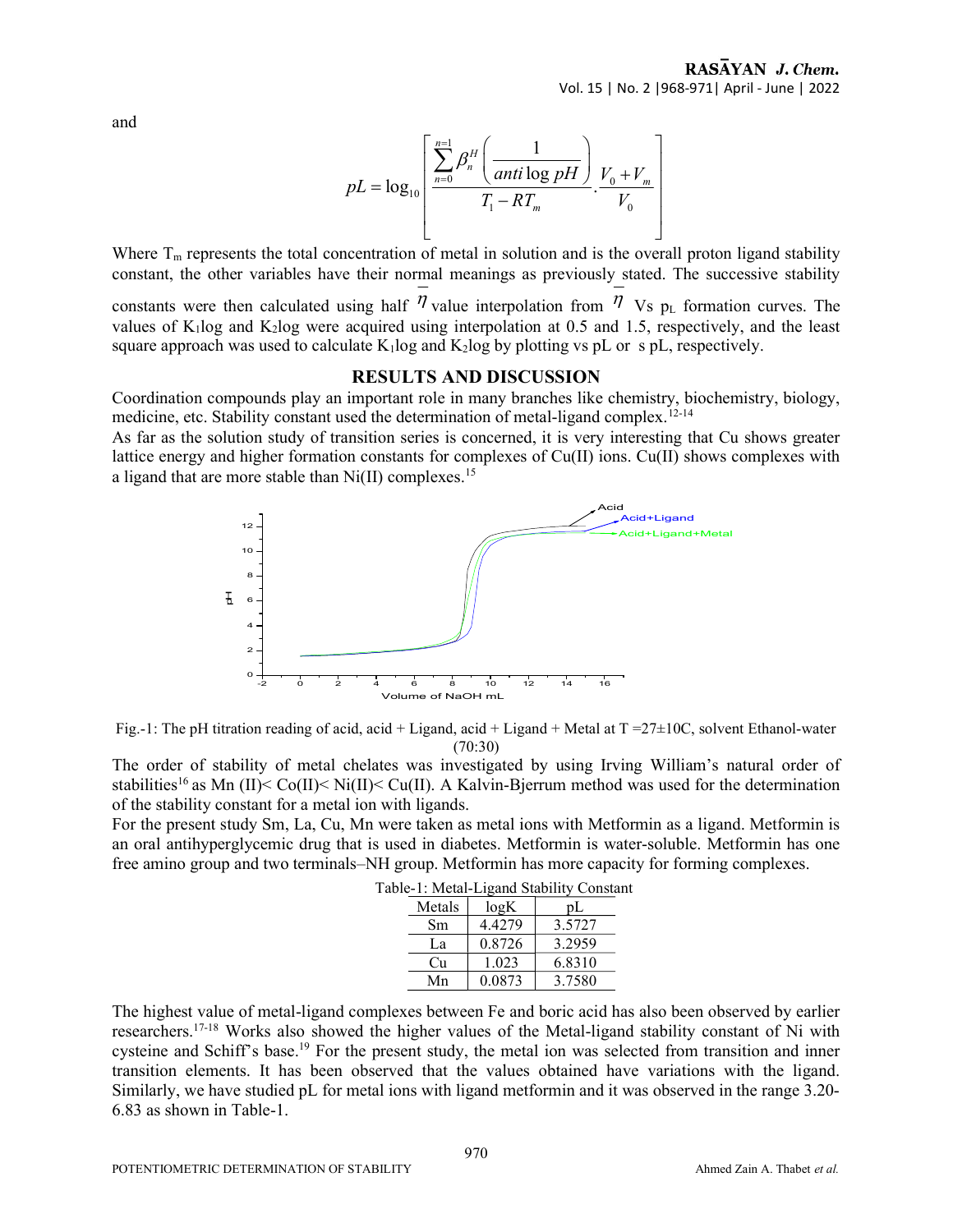and

$$pL = \log_{10}\left[\frac{\sum_{n=0}^{n=1}\beta_n^H\left(\frac{1}{anti\log pH}\right)}{T_1 - RT_m}\cdot\frac{V_0+V_m}{V_0}\right]$$

Where $T_m$ represents the total concentration of metal in solution and is the overall proton ligand stability constant, the other variables have their normal meanings as previously stated. The successive stability constants were then calculated using half $\bar{\eta}$ value interpolation from $\bar{\eta}$ Vs $p_L$ formation curves. The values of $K_1$log and $K_2$log were acquired using interpolation at 0.5 and 1.5, respectively, and the least square approach was used to calculate $K_1$log and $K_2$log by plotting vs pL or s pL, respectively.

## RESULTS AND DISCUSSION

Coordination compounds play an important role in many branches like chemistry, biochemistry, biology, medicine, etc. Stability constant used the determination of metal-ligand complex.[12-14]

As far as the solution study of transition series is concerned, it is very interesting that Cu shows greater lattice energy and higher formation constants for complexes of Cu(II) ions. Cu(II) shows complexes with a ligand that are more stable than Ni(II) complexes.[15]

Fig.-1: The pH titration reading of acid, acid + Ligand, acid + Ligand + Metal at T =27±10C, solvent Ethanol-water (70:30)

The order of stability of metal chelates was investigated by using Irving William's natural order of stabilities[16] as Mn (II)< Co(II)< Ni(II)< Cu(II). A Kalvin-Bjerrum method was used for the determination of the stability constant for a metal ion with ligands.

For the present study Sm, La, Cu, Mn were taken as metal ions with Metformin as a ligand. Metformin is an oral antihyperglycemic drug that is used in diabetes. Metformin is water-soluble. Metformin has one free amino group and two terminals–NH group. Metformin has more capacity for forming complexes.

Table-1: Metal-Ligand Stability Constant

| Metals | logK | pL |
|---|---|---|
| Sm | 4.4279 | 3.5727 |
| La | 0.8726 | 3.2959 |
| Cu | 1.023 | 6.8310 |
| Mn | 0.0873 | 3.7580 |

The highest value of metal-ligand complexes between Fe and boric acid has also been observed by earlier researchers.[17-18] Works also showed the higher values of the Metal-ligand stability constant of Ni with cysteine and Schiff's base.[19] For the present study, the metal ion was selected from transition and inner transition elements. It has been observed that the values obtained have variations with the ligand. Similarly, we have studied pL for metal ions with ligand metformin and it was observed in the range 3.20-6.83 as shown in Table-1.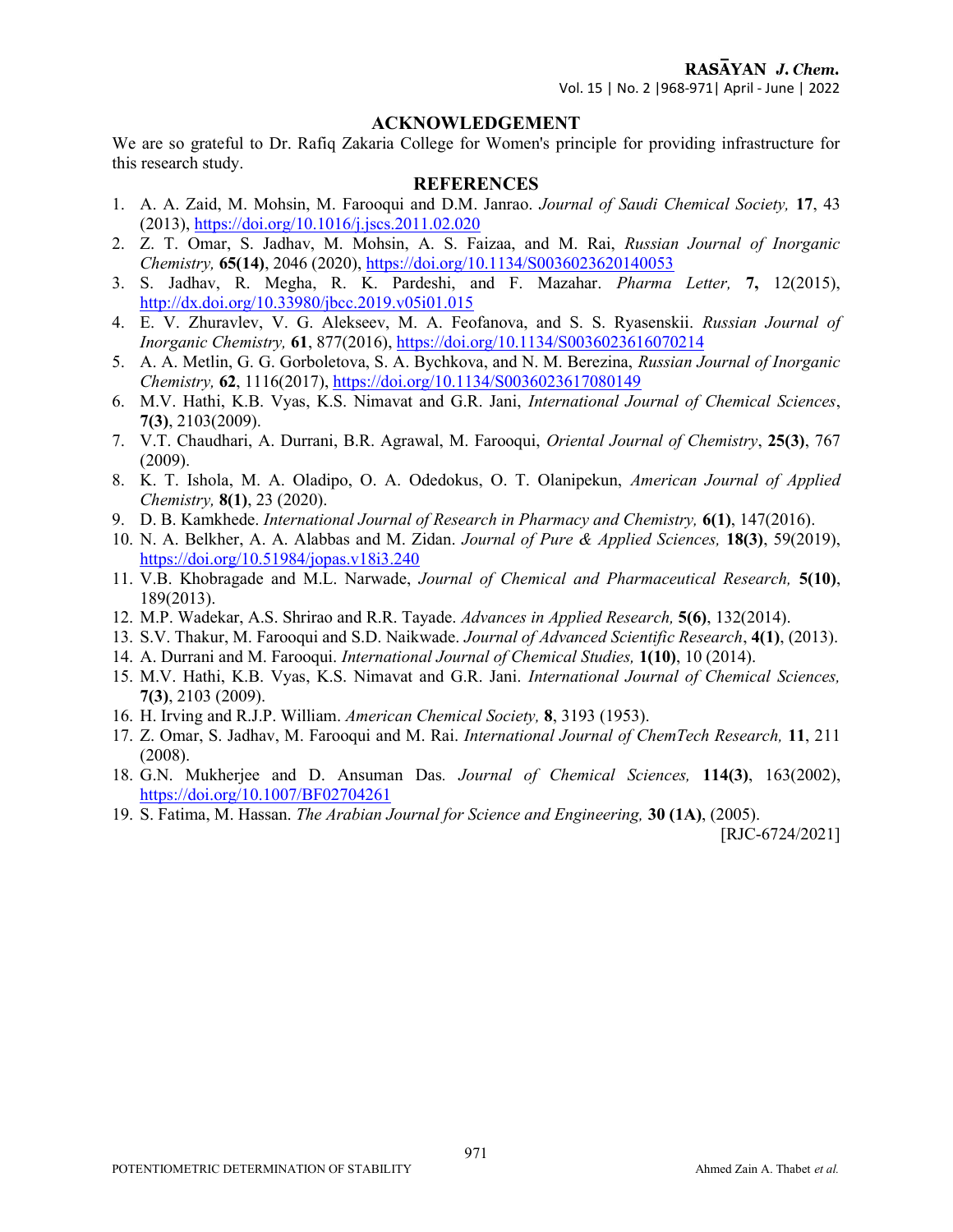## ACKNOWLEDGEMENT

We are so grateful to Dr. Rafiq Zakaria College for Women's principle for providing infrastructure for this research study.

## REFERENCES

1. A. A. Zaid, M. Mohsin, M. Farooqui and D.M. Janrao. *Journal of Saudi Chemical Society,* **17**, 43 (2013), https://doi.org/10.1016/j.jscs.2011.02.020
2. Z. T. Omar, S. Jadhav, M. Mohsin, A. S. Faizaa, and M. Rai, *Russian Journal of Inorganic Chemistry,* **65(14)**, 2046 (2020), https://doi.org/10.1134/S0036023620140053
3. S. Jadhav, R. Megha, R. K. Pardeshi, and F. Mazahar. *Pharma Letter,* **7,** 12(2015), http://dx.doi.org/10.33980/jbcc.2019.v05i01.015
4. E. V. Zhuravlev, V. G. Alekseev, M. A. Feofanova, and S. S. Ryasenskii. *Russian Journal of Inorganic Chemistry,* **61**, 877(2016), https://doi.org/10.1134/S0036023616070214
5. A. A. Metlin, G. G. Gorboletova, S. A. Bychkova, and N. M. Berezina, *Russian Journal of Inorganic Chemistry,* **62**, 1116(2017), https://doi.org/10.1134/S0036023617080149
6. M.V. Hathi, K.B. Vyas, K.S. Nimavat and G.R. Jani, *International Journal of Chemical Sciences*, **7(3)**, 2103(2009).
7. V.T. Chaudhari, A. Durrani, B.R. Agrawal, M. Farooqui, *Oriental Journal of Chemistry*, **25(3)**, 767 (2009).
8. K. T. Ishola, M. A. Oladipo, O. A. Odedokus, O. T. Olanipekun, *American Journal of Applied Chemistry,* **8(1)**, 23 (2020).
9. D. B. Kamkhede. *International Journal of Research in Pharmacy and Chemistry,* **6(1)**, 147(2016).
10. N. A. Belkher, A. A. Alabbas and M. Zidan. *Journal of Pure & Applied Sciences,* **18(3)**, 59(2019), https://doi.org/10.51984/jopas.v18i3.240
11. V.B. Khobragade and M.L. Narwade, *Journal of Chemical and Pharmaceutical Research,* **5(10)**, 189(2013).
12. M.P. Wadekar, A.S. Shrirao and R.R. Tayade. *Advances in Applied Research,* **5(6)**, 132(2014).
13. S.V. Thakur, M. Farooqui and S.D. Naikwade. *Journal of Advanced Scientific Research*, **4(1)**, (2013).
14. A. Durrani and M. Farooqui. *International Journal of Chemical Studies,* **1(10)**, 10 (2014).
15. M.V. Hathi, K.B. Vyas, K.S. Nimavat and G.R. Jani. *International Journal of Chemical Sciences,* **7(3)**, 2103 (2009).
16. H. Irving and R.J.P. William. *American Chemical Society,* **8**, 3193 (1953).
17. Z. Omar, S. Jadhav, M. Farooqui and M. Rai. *International Journal of ChemTech Research,* **11**, 211 (2008).
18. G.N. Mukherjee and D. Ansuman Das. *Journal of Chemical Sciences,* **114(3)**, 163(2002), https://doi.org/10.1007/BF02704261
19. S. Fatima, M. Hassan. *The Arabian Journal for Science and Engineering,* **30 (1A)**, (2005).

[RJC-6724/2021]